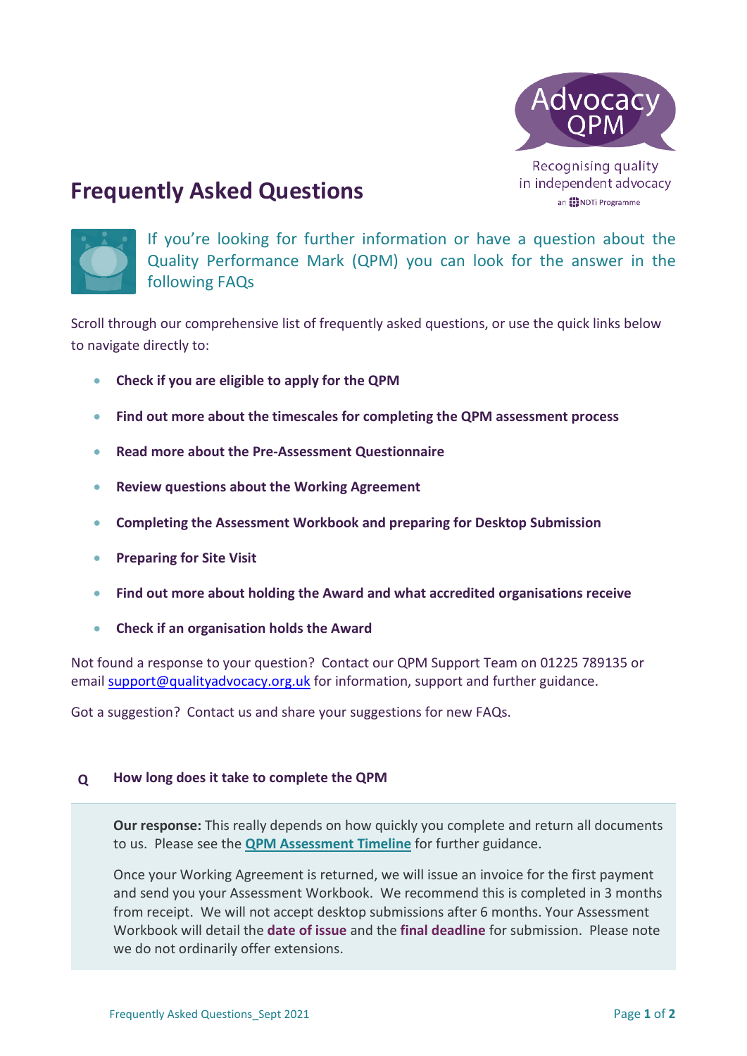# Frequently Asked Questions

Advocacy QPM

Recognising quality in independent advocacy

an NDTi Programme

If you're looking for further information or have a question about the Quality Performance Mark (QPM) you can look for the answer in the following FAQs

Scroll through our comprehensive list of frequently asked questions, or use the quick links below to navigate directly to:

- **Check if you are eligible to apply for the QPM**
- **Find out more about the timescales for completing the QPM assessment process**
- **Read more about the Pre-Assessment Questionnaire**
- **Review questions about the Working Agreement**
- **Completing the Assessment Workbook and preparing for Desktop Submission**
- **Preparing for Site Visit**
- **Find out more about holding the Award and what accredited organisations receive**
- **Check if an organisation holds the Award**

Not found a response to your question? Contact our QPM Support Team on 01225 789135 or email support@qualityadvocacy.org.uk for information, support and further guidance.

Got a suggestion? Contact us and share your suggestions for new FAQs.

**Q** **How long does it take to complete the QPM**

**Our response:** This really depends on how quickly you complete and return all documents to us. Please see the **QPM Assessment Timeline** for further guidance.

Once your Working Agreement is returned, we will issue an invoice for the first payment and send you your Assessment Workbook. We recommend this is completed in 3 months from receipt. We will not accept desktop submissions after 6 months. Your Assessment Workbook will detail the **date of issue** and the **final deadline** for submission. Please note we do not ordinarily offer extensions.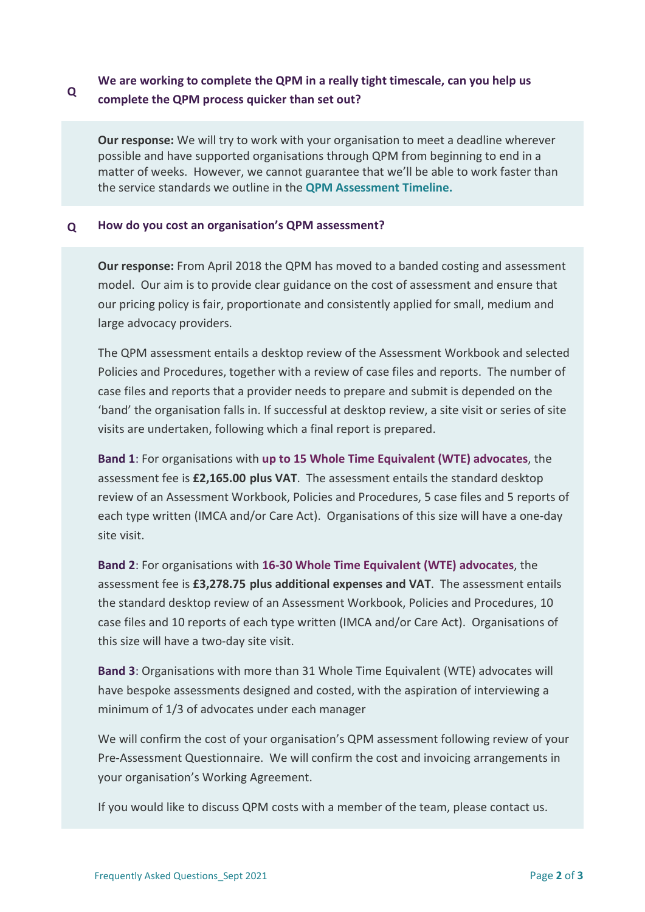**Q** **We are working to complete the QPM in a really tight timescale, can you help us complete the QPM process quicker than set out?**

**Our response:** We will try to work with your organisation to meet a deadline wherever possible and have supported organisations through QPM from beginning to end in a matter of weeks. However, we cannot guarantee that we'll be able to work faster than the service standards we outline in the **QPM Assessment Timeline.**

**Q** **How do you cost an organisation's QPM assessment?**

**Our response:** From April 2018 the QPM has moved to a banded costing and assessment model. Our aim is to provide clear guidance on the cost of assessment and ensure that our pricing policy is fair, proportionate and consistently applied for small, medium and large advocacy providers.

The QPM assessment entails a desktop review of the Assessment Workbook and selected Policies and Procedures, together with a review of case files and reports. The number of case files and reports that a provider needs to prepare and submit is depended on the 'band' the organisation falls in. If successful at desktop review, a site visit or series of site visits are undertaken, following which a final report is prepared.

**Band 1**: For organisations with **up to 15 Whole Time Equivalent (WTE) advocates**, the assessment fee is **£2,165.00 plus VAT**. The assessment entails the standard desktop review of an Assessment Workbook, Policies and Procedures, 5 case files and 5 reports of each type written (IMCA and/or Care Act). Organisations of this size will have a one-day site visit.

**Band 2**: For organisations with **16-30 Whole Time Equivalent (WTE) advocates**, the assessment fee is **£3,278.75 plus additional expenses and VAT**. The assessment entails the standard desktop review of an Assessment Workbook, Policies and Procedures, 10 case files and 10 reports of each type written (IMCA and/or Care Act). Organisations of this size will have a two-day site visit.

**Band 3**: Organisations with more than 31 Whole Time Equivalent (WTE) advocates will have bespoke assessments designed and costed, with the aspiration of interviewing a minimum of 1/3 of advocates under each manager

We will confirm the cost of your organisation's QPM assessment following review of your Pre-Assessment Questionnaire. We will confirm the cost and invoicing arrangements in your organisation's Working Agreement.

If you would like to discuss QPM costs with a member of the team, please contact us.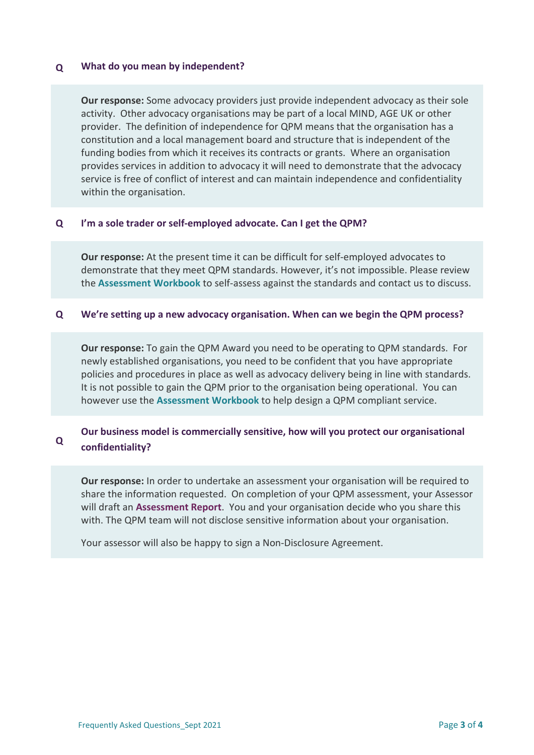**Q What do you mean by independent?**

**Our response:** Some advocacy providers just provide independent advocacy as their sole activity. Other advocacy organisations may be part of a local MIND, AGE UK or other provider. The definition of independence for QPM means that the organisation has a constitution and a local management board and structure that is independent of the funding bodies from which it receives its contracts or grants. Where an organisation provides services in addition to advocacy it will need to demonstrate that the advocacy service is free of conflict of interest and can maintain independence and confidentiality within the organisation.

**Q I'm a sole trader or self-employed advocate. Can I get the QPM?**

**Our response:** At the present time it can be difficult for self-employed advocates to demonstrate that they meet QPM standards. However, it's not impossible. Please review the **Assessment Workbook** to self-assess against the standards and contact us to discuss.

**Q We're setting up a new advocacy organisation. When can we begin the QPM process?**

**Our response:** To gain the QPM Award you need to be operating to QPM standards. For newly established organisations, you need to be confident that you have appropriate policies and procedures in place as well as advocacy delivery being in line with standards. It is not possible to gain the QPM prior to the organisation being operational. You can however use the **Assessment Workbook** to help design a QPM compliant service.

**Q Our business model is commercially sensitive, how will you protect our organisational confidentiality?**

**Our response:** In order to undertake an assessment your organisation will be required to share the information requested. On completion of your QPM assessment, your Assessor will draft an **Assessment Report**. You and your organisation decide who you share this with. The QPM team will not disclose sensitive information about your organisation.

Your assessor will also be happy to sign a Non-Disclosure Agreement.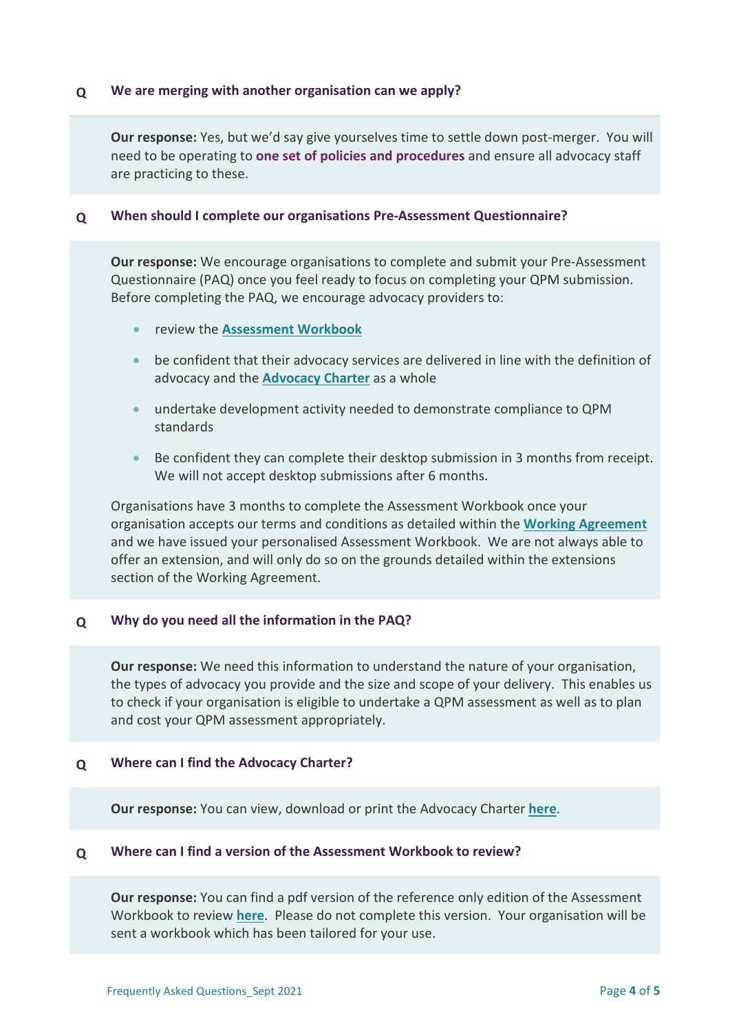**Q We are merging with another organisation can we apply?**

**Our response:** Yes, but we'd say give yourselves time to settle down post-merger. You will need to be operating to **one set of policies and procedures** and ensure all advocacy staff are practicing to these.

**Q When should I complete our organisations Pre-Assessment Questionnaire?**

**Our response:** We encourage organisations to complete and submit your Pre-Assessment Questionnaire (PAQ) once you feel ready to focus on completing your QPM submission. Before completing the PAQ, we encourage advocacy providers to:

- review the **Assessment Workbook**
- be confident that their advocacy services are delivered in line with the definition of advocacy and the **Advocacy Charter** as a whole
- undertake development activity needed to demonstrate compliance to QPM standards
- Be confident they can complete their desktop submission in 3 months from receipt. We will not accept desktop submissions after 6 months.

Organisations have 3 months to complete the Assessment Workbook once your organisation accepts our terms and conditions as detailed within the **Working Agreement** and we have issued your personalised Assessment Workbook. We are not always able to offer an extension, and will only do so on the grounds detailed within the extensions section of the Working Agreement.

**Q Why do you need all the information in the PAQ?**

**Our response:** We need this information to understand the nature of your organisation, the types of advocacy you provide and the size and scope of your delivery. This enables us to check if your organisation is eligible to undertake a QPM assessment as well as to plan and cost your QPM assessment appropriately.

**Q Where can I find the Advocacy Charter?**

**Our response:** You can view, download or print the Advocacy Charter **here**.

**Q Where can I find a version of the Assessment Workbook to review?**

**Our response:** You can find a pdf version of the reference only edition of the Assessment Workbook to review **here**. Please do not complete this version. Your organisation will be sent a workbook which has been tailored for your use.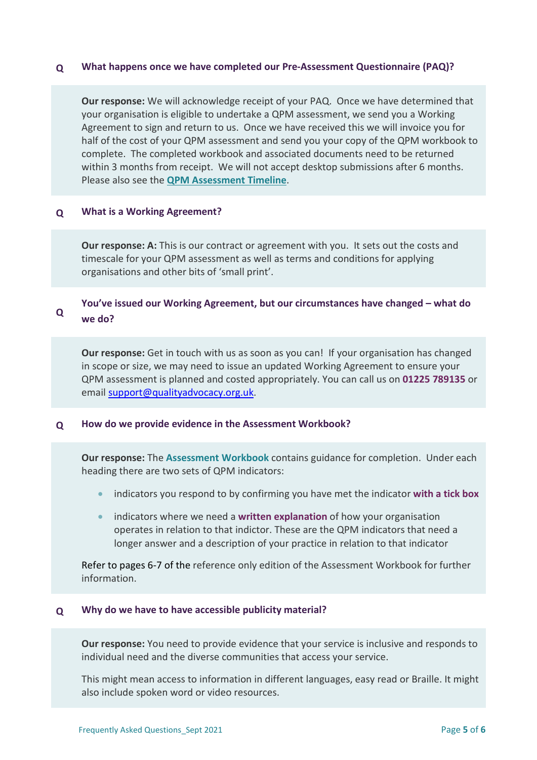**Q What happens once we have completed our Pre-Assessment Questionnaire (PAQ)?**

**Our response:** We will acknowledge receipt of your PAQ. Once we have determined that your organisation is eligible to undertake a QPM assessment, we send you a Working Agreement to sign and return to us. Once we have received this we will invoice you for half of the cost of your QPM assessment and send you your copy of the QPM workbook to complete. The completed workbook and associated documents need to be returned within 3 months from receipt. We will not accept desktop submissions after 6 months. Please also see the **QPM Assessment Timeline**.

**Q What is a Working Agreement?**

**Our response: A:** This is our contract or agreement with you. It sets out the costs and timescale for your QPM assessment as well as terms and conditions for applying organisations and other bits of 'small print'.

**Q You've issued our Working Agreement, but our circumstances have changed – what do we do?**

**Our response:** Get in touch with us as soon as you can! If your organisation has changed in scope or size, we may need to issue an updated Working Agreement to ensure your QPM assessment is planned and costed appropriately. You can call us on **01225 789135** or email support@qualityadvocacy.org.uk.

**Q How do we provide evidence in the Assessment Workbook?**

**Our response:** The **Assessment Workbook** contains guidance for completion. Under each heading there are two sets of QPM indicators:

- indicators you respond to by confirming you have met the indicator **with a tick box**
- indicators where we need a **written explanation** of how your organisation operates in relation to that indictor. These are the QPM indicators that need a longer answer and a description of your practice in relation to that indicator

Refer to pages 6-7 of the reference only edition of the Assessment Workbook for further information.

**Q Why do we have to have accessible publicity material?**

**Our response:** You need to provide evidence that your service is inclusive and responds to individual need and the diverse communities that access your service.

This might mean access to information in different languages, easy read or Braille. It might also include spoken word or video resources.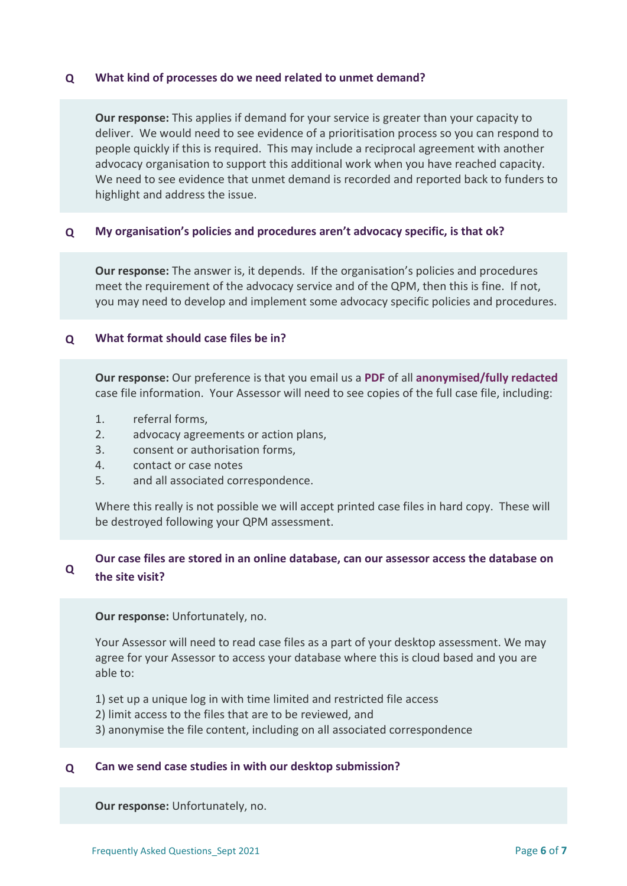**Q What kind of processes do we need related to unmet demand?**

**Our response:** This applies if demand for your service is greater than your capacity to deliver. We would need to see evidence of a prioritisation process so you can respond to people quickly if this is required. This may include a reciprocal agreement with another advocacy organisation to support this additional work when you have reached capacity. We need to see evidence that unmet demand is recorded and reported back to funders to highlight and address the issue.

**Q My organisation's policies and procedures aren't advocacy specific, is that ok?**

**Our response:** The answer is, it depends. If the organisation's policies and procedures meet the requirement of the advocacy service and of the QPM, then this is fine. If not, you may need to develop and implement some advocacy specific policies and procedures.

**Q What format should case files be in?**

**Our response:** Our preference is that you email us a **PDF** of all **anonymised/fully redacted** case file information. Your Assessor will need to see copies of the full case file, including:

1. referral forms,
2. advocacy agreements or action plans,
3. consent or authorisation forms,
4. contact or case notes
5. and all associated correspondence.

Where this really is not possible we will accept printed case files in hard copy. These will be destroyed following your QPM assessment.

**Q Our case files are stored in an online database, can our assessor access the database on the site visit?**

**Our response:** Unfortunately, no.

Your Assessor will need to read case files as a part of your desktop assessment. We may agree for your Assessor to access your database where this is cloud based and you are able to:

1) set up a unique log in with time limited and restricted file access
2) limit access to the files that are to be reviewed, and
3) anonymise the file content, including on all associated correspondence

**Q Can we send case studies in with our desktop submission?**

**Our response:** Unfortunately, no.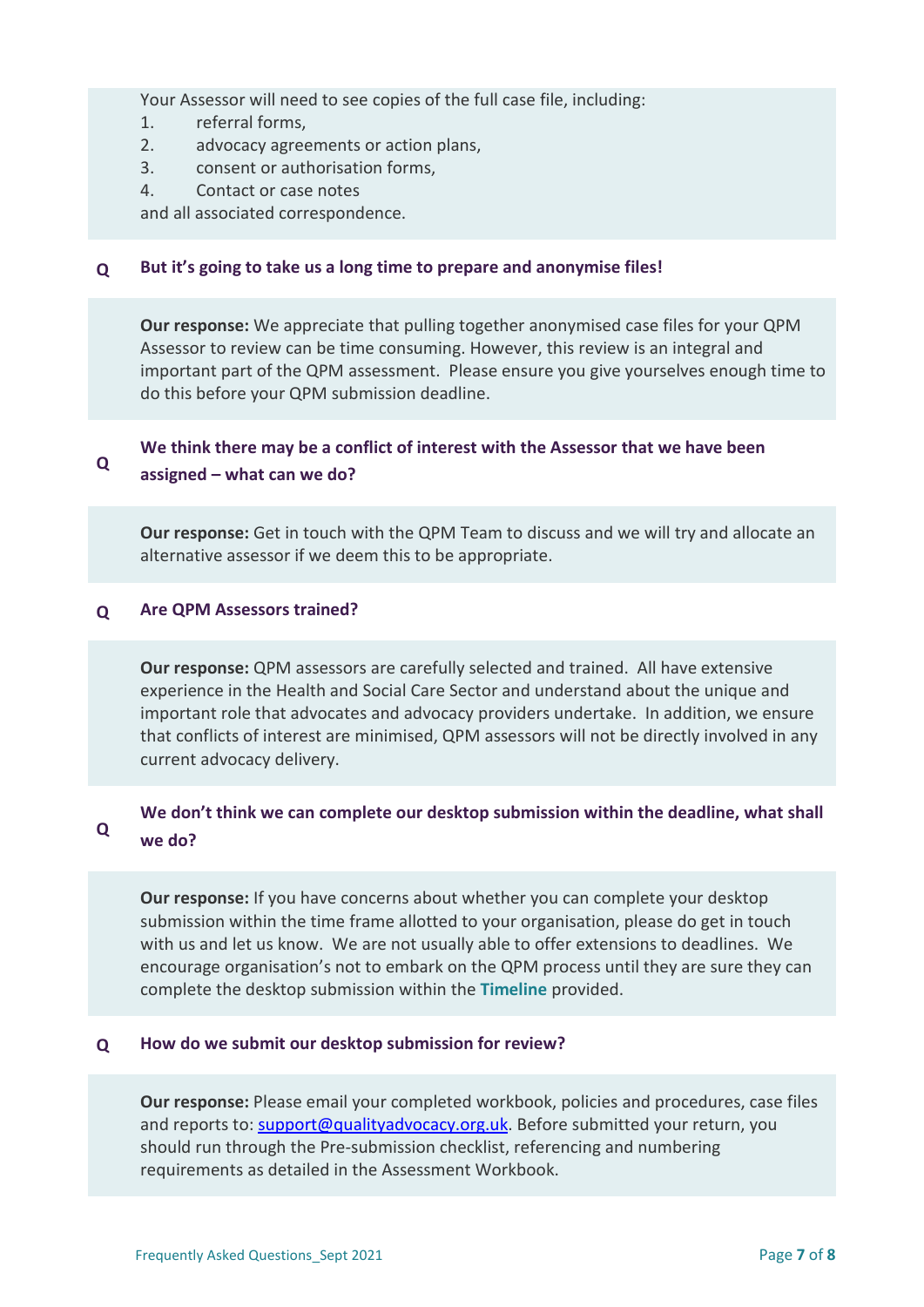Your Assessor will need to see copies of the full case file, including:

1. referral forms,
2. advocacy agreements or action plans,
3. consent or authorisation forms,
4. Contact or case notes

and all associated correspondence.

**Q** **But it's going to take us a long time to prepare and anonymise files!**

**Our response:** We appreciate that pulling together anonymised case files for your QPM Assessor to review can be time consuming. However, this review is an integral and important part of the QPM assessment. Please ensure you give yourselves enough time to do this before your QPM submission deadline.

**Q** **We think there may be a conflict of interest with the Assessor that we have been assigned – what can we do?**

**Our response:** Get in touch with the QPM Team to discuss and we will try and allocate an alternative assessor if we deem this to be appropriate.

**Q** **Are QPM Assessors trained?**

**Our response:** QPM assessors are carefully selected and trained. All have extensive experience in the Health and Social Care Sector and understand about the unique and important role that advocates and advocacy providers undertake. In addition, we ensure that conflicts of interest are minimised, QPM assessors will not be directly involved in any current advocacy delivery.

**Q** **We don't think we can complete our desktop submission within the deadline, what shall we do?**

**Our response:** If you have concerns about whether you can complete your desktop submission within the time frame allotted to your organisation, please do get in touch with us and let us know. We are not usually able to offer extensions to deadlines. We encourage organisation's not to embark on the QPM process until they are sure they can complete the desktop submission within the **Timeline** provided.

**Q** **How do we submit our desktop submission for review?**

**Our response:** Please email your completed workbook, policies and procedures, case files and reports to: support@qualityadvocacy.org.uk. Before submitted your return, you should run through the Pre-submission checklist, referencing and numbering requirements as detailed in the Assessment Workbook.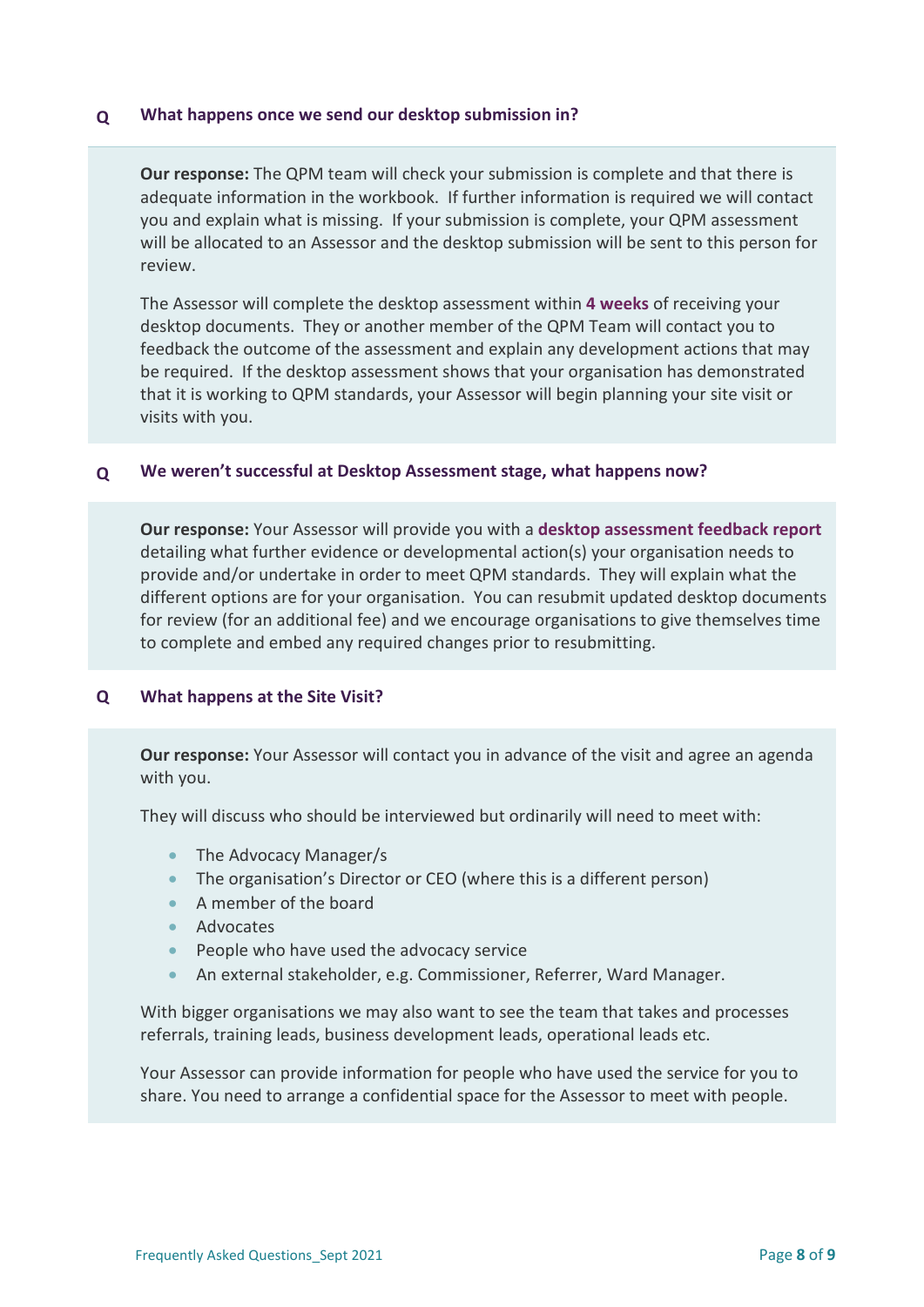**Q What happens once we send our desktop submission in?**

**Our response:** The QPM team will check your submission is complete and that there is adequate information in the workbook. If further information is required we will contact you and explain what is missing. If your submission is complete, your QPM assessment will be allocated to an Assessor and the desktop submission will be sent to this person for review.

The Assessor will complete the desktop assessment within **4 weeks** of receiving your desktop documents. They or another member of the QPM Team will contact you to feedback the outcome of the assessment and explain any development actions that may be required. If the desktop assessment shows that your organisation has demonstrated that it is working to QPM standards, your Assessor will begin planning your site visit or visits with you.

**Q We weren't successful at Desktop Assessment stage, what happens now?**

**Our response:** Your Assessor will provide you with a **desktop assessment feedback report** detailing what further evidence or developmental action(s) your organisation needs to provide and/or undertake in order to meet QPM standards. They will explain what the different options are for your organisation. You can resubmit updated desktop documents for review (for an additional fee) and we encourage organisations to give themselves time to complete and embed any required changes prior to resubmitting.

**Q What happens at the Site Visit?**

**Our response:** Your Assessor will contact you in advance of the visit and agree an agenda with you.

They will discuss who should be interviewed but ordinarily will need to meet with:

- The Advocacy Manager/s
- The organisation's Director or CEO (where this is a different person)
- A member of the board
- Advocates
- People who have used the advocacy service
- An external stakeholder, e.g. Commissioner, Referrer, Ward Manager.

With bigger organisations we may also want to see the team that takes and processes referrals, training leads, business development leads, operational leads etc.

Your Assessor can provide information for people who have used the service for you to share. You need to arrange a confidential space for the Assessor to meet with people.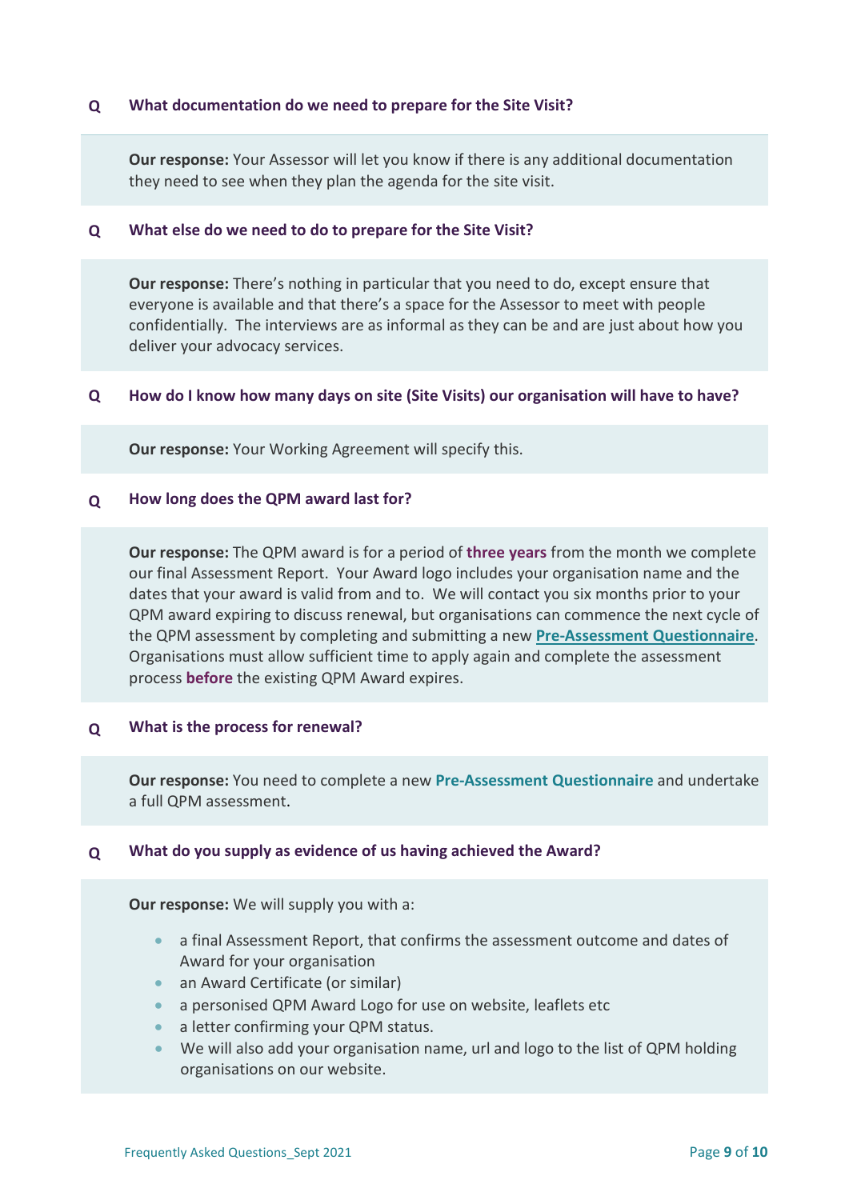**Q What documentation do we need to prepare for the Site Visit?**

**Our response:** Your Assessor will let you know if there is any additional documentation they need to see when they plan the agenda for the site visit.

**Q What else do we need to do to prepare for the Site Visit?**

**Our response:** There's nothing in particular that you need to do, except ensure that everyone is available and that there's a space for the Assessor to meet with people confidentially. The interviews are as informal as they can be and are just about how you deliver your advocacy services.

**Q How do I know how many days on site (Site Visits) our organisation will have to have?**

**Our response:** Your Working Agreement will specify this.

**Q How long does the QPM award last for?**

**Our response:** The QPM award is for a period of **three years** from the month we complete our final Assessment Report. Your Award logo includes your organisation name and the dates that your award is valid from and to. We will contact you six months prior to your QPM award expiring to discuss renewal, but organisations can commence the next cycle of the QPM assessment by completing and submitting a new **Pre-Assessment Questionnaire**. Organisations must allow sufficient time to apply again and complete the assessment process **before** the existing QPM Award expires.

**Q What is the process for renewal?**

**Our response:** You need to complete a new **Pre-Assessment Questionnaire** and undertake a full QPM assessment.

**Q What do you supply as evidence of us having achieved the Award?**

**Our response:** We will supply you with a:

- a final Assessment Report, that confirms the assessment outcome and dates of Award for your organisation
- an Award Certificate (or similar)
- a personised QPM Award Logo for use on website, leaflets etc
- a letter confirming your QPM status.
- We will also add your organisation name, url and logo to the list of QPM holding organisations on our website.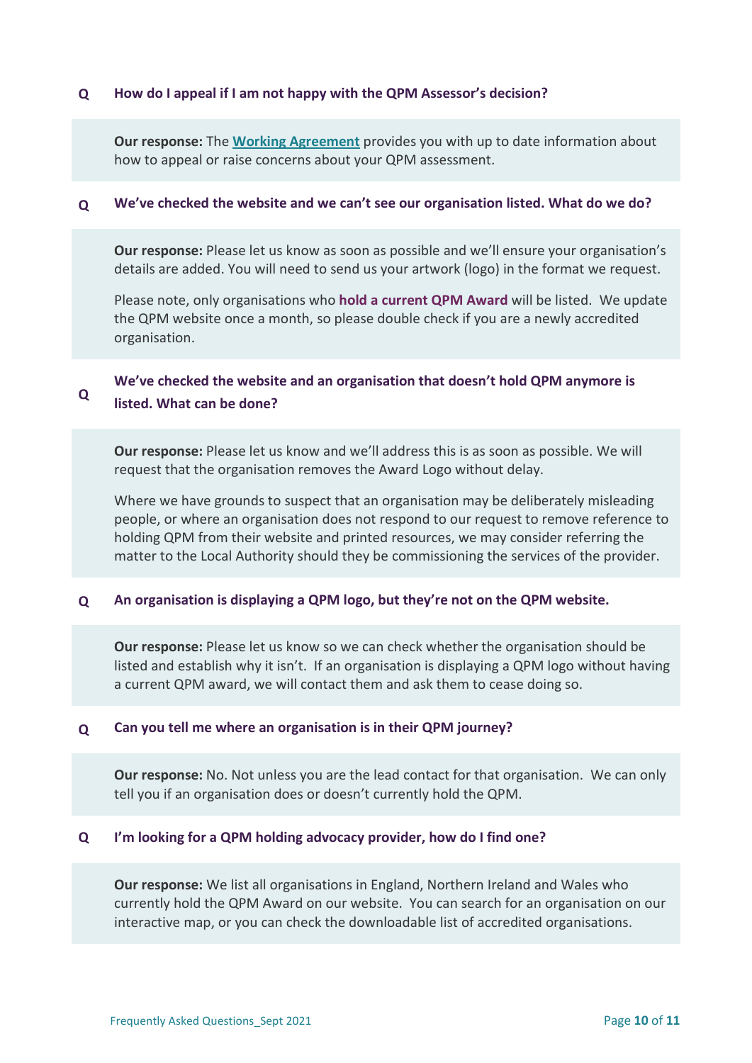**Q How do I appeal if I am not happy with the QPM Assessor's decision?**

**Our response:** The **Working Agreement** provides you with up to date information about how to appeal or raise concerns about your QPM assessment.

**Q We've checked the website and we can't see our organisation listed. What do we do?**

**Our response:** Please let us know as soon as possible and we'll ensure your organisation's details are added. You will need to send us your artwork (logo) in the format we request.

Please note, only organisations who **hold a current QPM Award** will be listed. We update the QPM website once a month, so please double check if you are a newly accredited organisation.

**Q We've checked the website and an organisation that doesn't hold QPM anymore is listed. What can be done?**

**Our response:** Please let us know and we'll address this is as soon as possible. We will request that the organisation removes the Award Logo without delay.

Where we have grounds to suspect that an organisation may be deliberately misleading people, or where an organisation does not respond to our request to remove reference to holding QPM from their website and printed resources, we may consider referring the matter to the Local Authority should they be commissioning the services of the provider.

**Q An organisation is displaying a QPM logo, but they're not on the QPM website.**

**Our response:** Please let us know so we can check whether the organisation should be listed and establish why it isn't. If an organisation is displaying a QPM logo without having a current QPM award, we will contact them and ask them to cease doing so.

**Q Can you tell me where an organisation is in their QPM journey?**

**Our response:** No. Not unless you are the lead contact for that organisation. We can only tell you if an organisation does or doesn't currently hold the QPM.

**Q I'm looking for a QPM holding advocacy provider, how do I find one?**

**Our response:** We list all organisations in England, Northern Ireland and Wales who currently hold the QPM Award on our website. You can search for an organisation on our interactive map, or you can check the downloadable list of accredited organisations.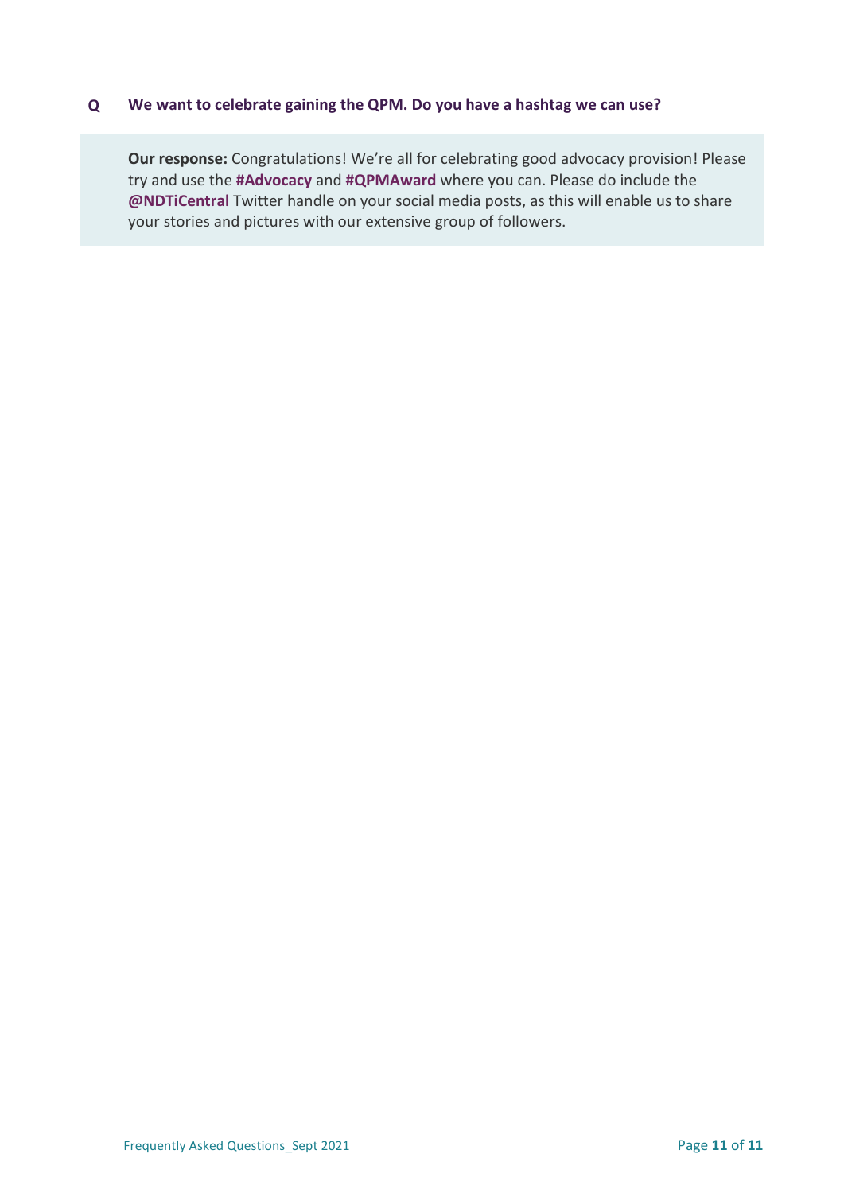**Q We want to celebrate gaining the QPM. Do you have a hashtag we can use?**

**Our response:** Congratulations! We're all for celebrating good advocacy provision! Please try and use the **#Advocacy** and **#QPMAward** where you can. Please do include the **@NDTiCentral** Twitter handle on your social media posts, as this will enable us to share your stories and pictures with our extensive group of followers.